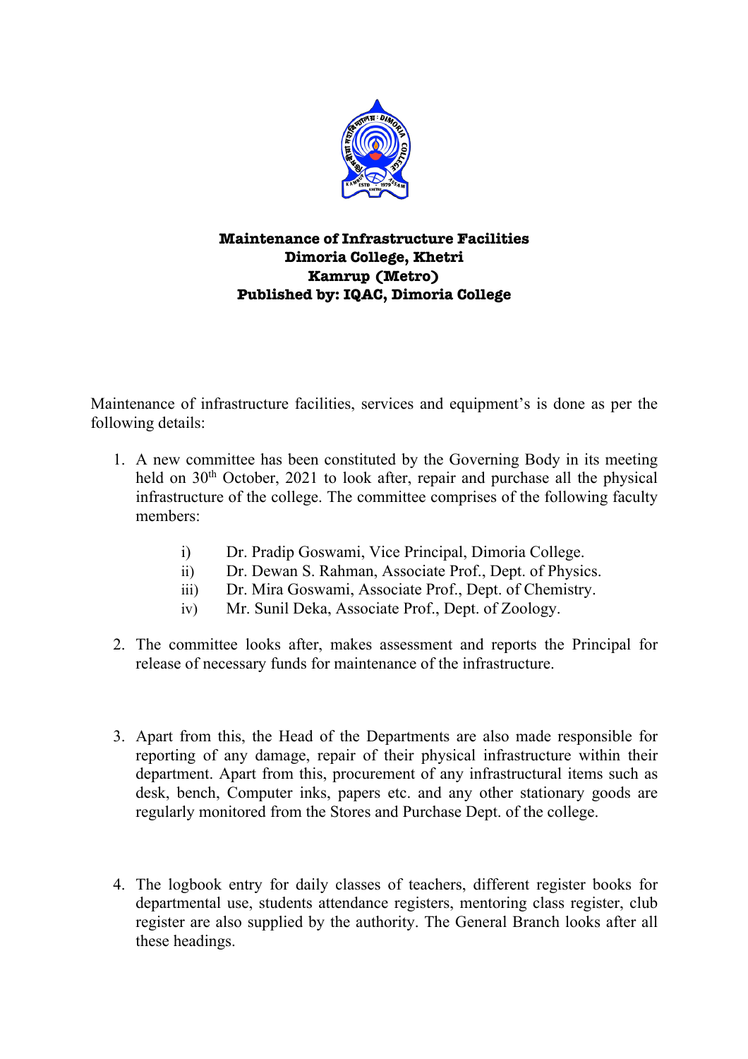**Maintenance of Infrastructure Facilities**
**Dimoria College, Khetri**
**Kamrup (Metro)**
**Published by: IQAC, Dimoria College**

Maintenance of infrastructure facilities, services and equipment's is done as per the following details:

1. A new committee has been constituted by the Governing Body in its meeting held on 30th October, 2021 to look after, repair and purchase all the physical infrastructure of the college. The committee comprises of the following faculty members:

    i) Dr. Pradip Goswami, Vice Principal, Dimoria College.
    ii) Dr. Dewan S. Rahman, Associate Prof., Dept. of Physics.
    iii) Dr. Mira Goswami, Associate Prof., Dept. of Chemistry.
    iv) Mr. Sunil Deka, Associate Prof., Dept. of Zoology.

2. The committee looks after, makes assessment and reports the Principal for release of necessary funds for maintenance of the infrastructure.

3. Apart from this, the Head of the Departments are also made responsible for reporting of any damage, repair of their physical infrastructure within their department. Apart from this, procurement of any infrastructural items such as desk, bench, Computer inks, papers etc. and any other stationary goods are regularly monitored from the Stores and Purchase Dept. of the college.

4. The logbook entry for daily classes of teachers, different register books for departmental use, students attendance registers, mentoring class register, club register are also supplied by the authority. The General Branch looks after all these headings.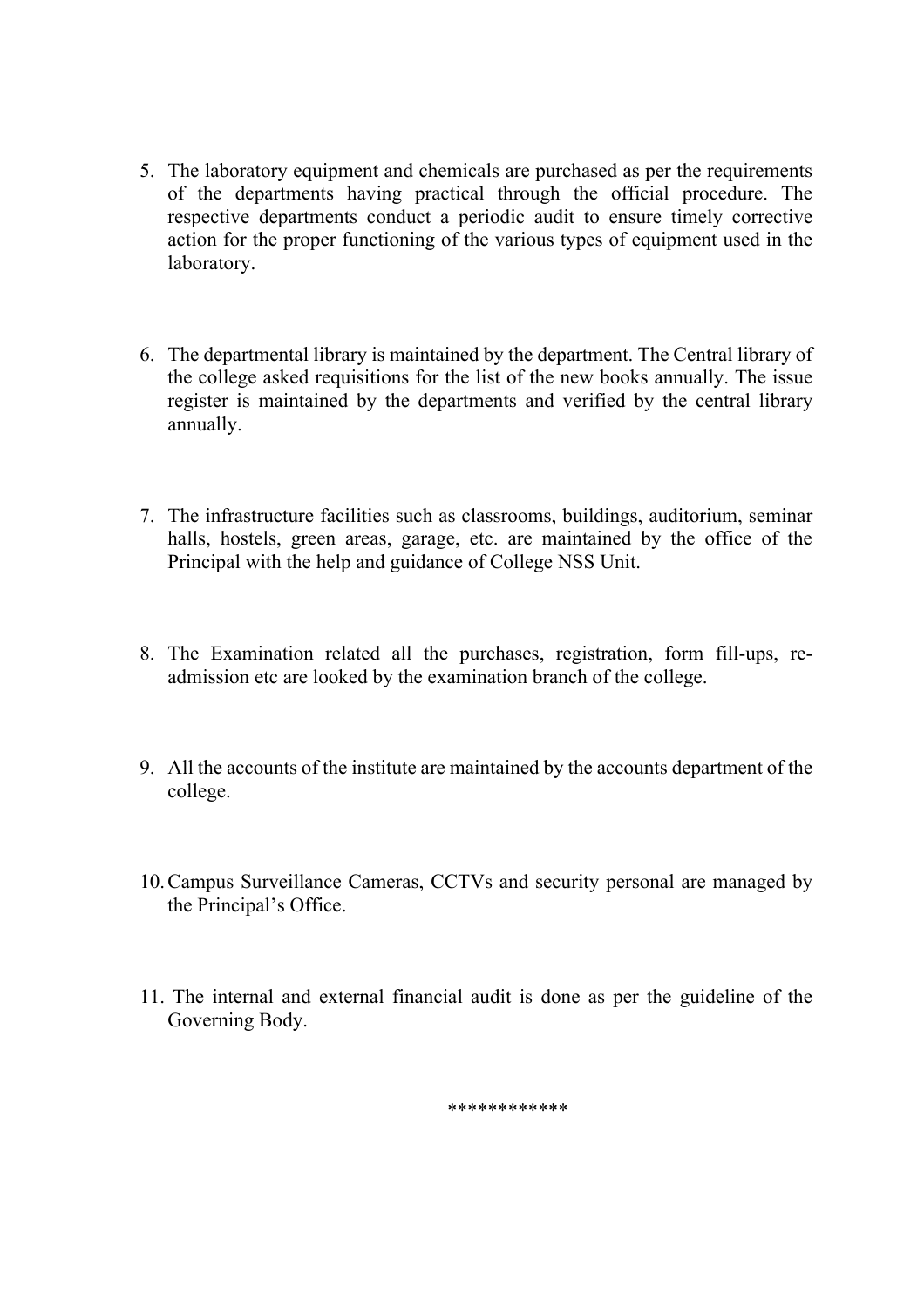5. The laboratory equipment and chemicals are purchased as per the requirements of the departments having practical through the official procedure. The respective departments conduct a periodic audit to ensure timely corrective action for the proper functioning of the various types of equipment used in the laboratory.

6. The departmental library is maintained by the department. The Central library of the college asked requisitions for the list of the new books annually. The issue register is maintained by the departments and verified by the central library annually.

7. The infrastructure facilities such as classrooms, buildings, auditorium, seminar halls, hostels, green areas, garage, etc. are maintained by the office of the Principal with the help and guidance of College NSS Unit.

8. The Examination related all the purchases, registration, form fill-ups, re-admission etc are looked by the examination branch of the college.

9. All the accounts of the institute are maintained by the accounts department of the college.

10. Campus Surveillance Cameras, CCTVs and security personal are managed by the Principal's Office.

11. The internal and external financial audit is done as per the guideline of the Governing Body.

************